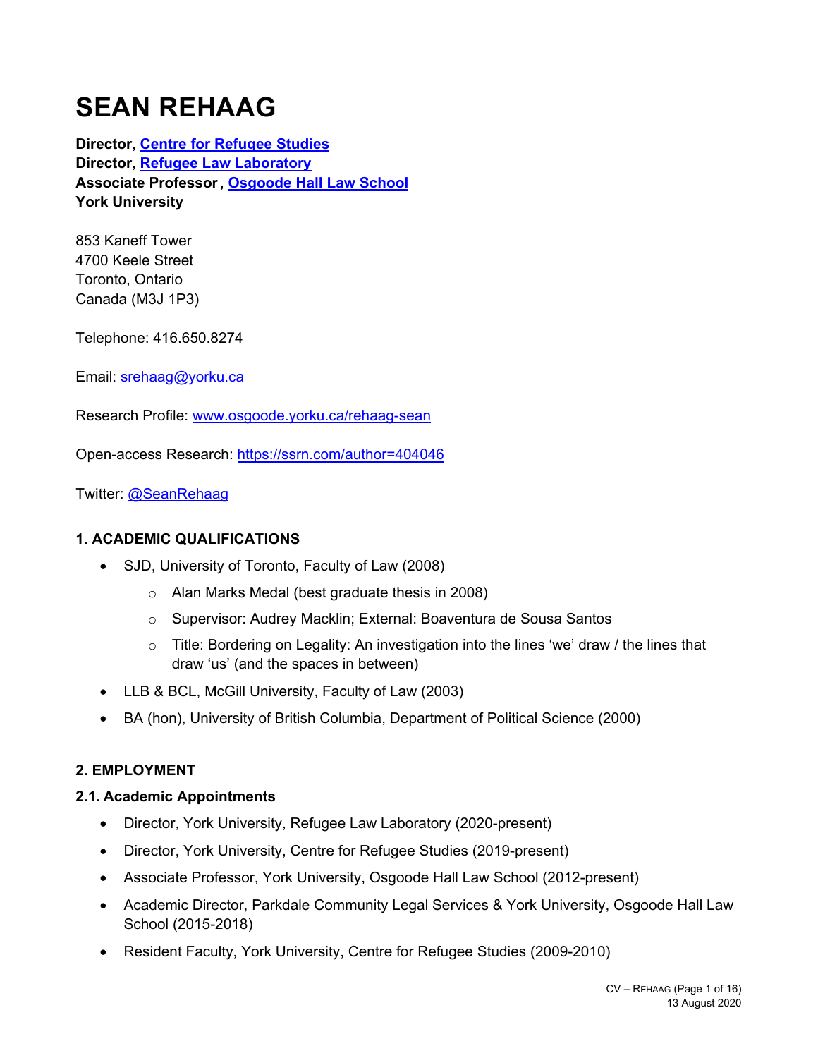# SEAN REHAAG

**Director, [Centre for Refugee Studies](#)**
**Director, [Refugee Law Laboratory](#)**
**Associate Professor, [Osgoode Hall Law School](#)**
**York University**

853 Kaneff Tower
4700 Keele Street
Toronto, Ontario
Canada (M3J 1P3)

Telephone: 416.650.8274

Email: srehaag@yorku.ca

Research Profile: www.osgoode.yorku.ca/rehaag-sean

Open-access Research: https://ssrn.com/author=404046

Twitter: @SeanRehaag

### 1. ACADEMIC QUALIFICATIONS

- SJD, University of Toronto, Faculty of Law (2008)
  - Alan Marks Medal (best graduate thesis in 2008)
  - Supervisor: Audrey Macklin; External: Boaventura de Sousa Santos
  - Title: Bordering on Legality: An investigation into the lines 'we' draw / the lines that draw 'us' (and the spaces in between)
- LLB & BCL, McGill University, Faculty of Law (2003)
- BA (hon), University of British Columbia, Department of Political Science (2000)

### 2. EMPLOYMENT

#### 2.1. Academic Appointments

- Director, York University, Refugee Law Laboratory (2020-present)
- Director, York University, Centre for Refugee Studies (2019-present)
- Associate Professor, York University, Osgoode Hall Law School (2012-present)
- Academic Director, Parkdale Community Legal Services & York University, Osgoode Hall Law School (2015-2018)
- Resident Faculty, York University, Centre for Refugee Studies (2009-2010)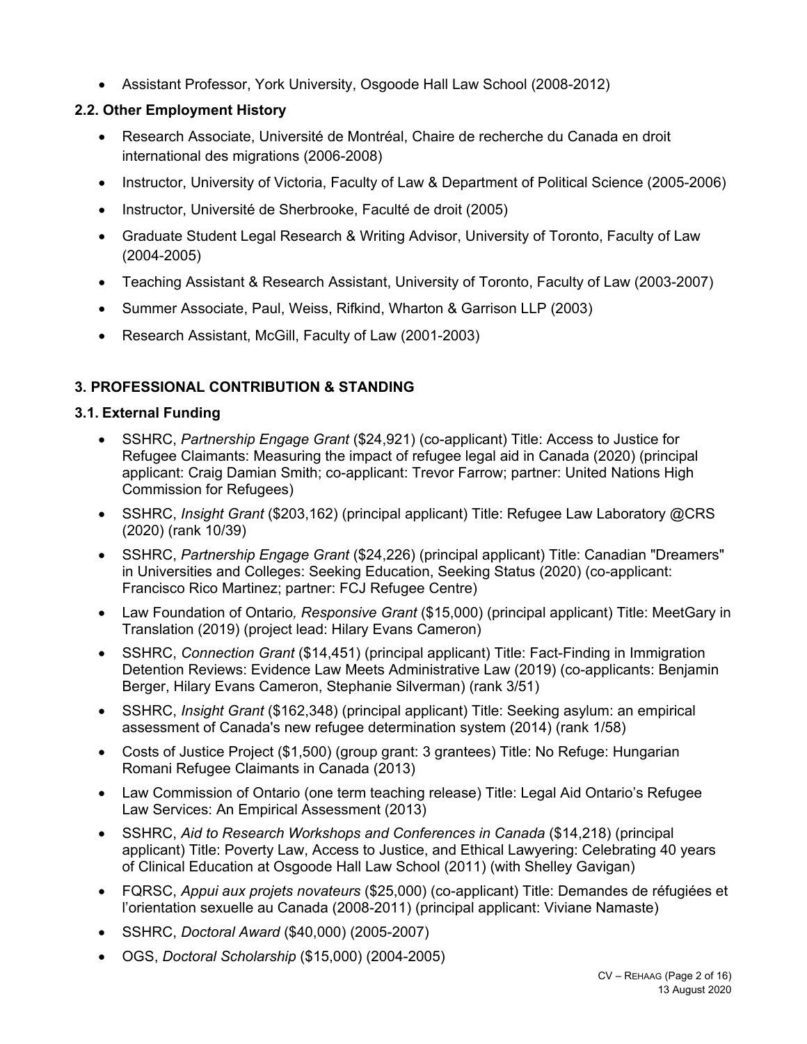- Assistant Professor, York University, Osgoode Hall Law School (2008-2012)

### 2.2. Other Employment History

- Research Associate, Université de Montréal, Chaire de recherche du Canada en droit international des migrations (2006-2008)
- Instructor, University of Victoria, Faculty of Law & Department of Political Science (2005-2006)
- Instructor, Université de Sherbrooke, Faculté de droit (2005)
- Graduate Student Legal Research & Writing Advisor, University of Toronto, Faculty of Law (2004-2005)
- Teaching Assistant & Research Assistant, University of Toronto, Faculty of Law (2003-2007)
- Summer Associate, Paul, Weiss, Rifkind, Wharton & Garrison LLP (2003)
- Research Assistant, McGill, Faculty of Law (2001-2003)

## 3. PROFESSIONAL CONTRIBUTION & STANDING

### 3.1. External Funding

- SSHRC, *Partnership Engage Grant* ($24,921) (co-applicant) Title: Access to Justice for Refugee Claimants: Measuring the impact of refugee legal aid in Canada (2020) (principal applicant: Craig Damian Smith; co-applicant: Trevor Farrow; partner: United Nations High Commission for Refugees)
- SSHRC, *Insight Grant* ($203,162) (principal applicant) Title: Refugee Law Laboratory @CRS (2020) (rank 10/39)
- SSHRC, *Partnership Engage Grant* ($24,226) (principal applicant) Title: Canadian "Dreamers" in Universities and Colleges: Seeking Education, Seeking Status (2020) (co-applicant: Francisco Rico Martinez; partner: FCJ Refugee Centre)
- Law Foundation of Ontario*, Responsive Grant* ($15,000) (principal applicant) Title: MeetGary in Translation (2019) (project lead: Hilary Evans Cameron)
- SSHRC, *Connection Grant* ($14,451) (principal applicant) Title: Fact-Finding in Immigration Detention Reviews: Evidence Law Meets Administrative Law (2019) (co-applicants: Benjamin Berger, Hilary Evans Cameron, Stephanie Silverman) (rank 3/51)
- SSHRC, *Insight Grant* ($162,348) (principal applicant) Title: Seeking asylum: an empirical assessment of Canada's new refugee determination system (2014) (rank 1/58)
- Costs of Justice Project ($1,500) (group grant: 3 grantees) Title: No Refuge: Hungarian Romani Refugee Claimants in Canada (2013)
- Law Commission of Ontario (one term teaching release) Title: Legal Aid Ontario's Refugee Law Services: An Empirical Assessment (2013)
- SSHRC, *Aid to Research Workshops and Conferences in Canada* ($14,218) (principal applicant) Title: Poverty Law, Access to Justice, and Ethical Lawyering: Celebrating 40 years of Clinical Education at Osgoode Hall Law School (2011) (with Shelley Gavigan)
- FQRSC, *Appui aux projets novateurs* ($25,000) (co-applicant) Title: Demandes de réfugiées et l'orientation sexuelle au Canada (2008-2011) (principal applicant: Viviane Namaste)
- SSHRC, *Doctoral Award* ($40,000) (2005-2007)
- OGS, *Doctoral Scholarship* ($15,000) (2004-2005)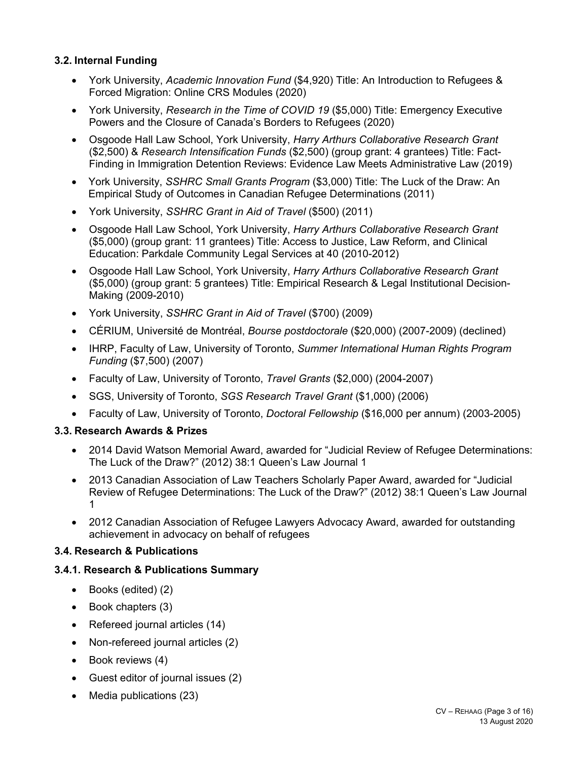### 3.2. Internal Funding

- York University, *Academic Innovation Fund* ($4,920) Title: An Introduction to Refugees & Forced Migration: Online CRS Modules (2020)
- York University, *Research in the Time of COVID 19* ($5,000) Title: Emergency Executive Powers and the Closure of Canada's Borders to Refugees (2020)
- Osgoode Hall Law School, York University, *Harry Arthurs Collaborative Research Grant* ($2,500) & *Research Intensification Funds* ($2,500) (group grant: 4 grantees) Title: Fact-Finding in Immigration Detention Reviews: Evidence Law Meets Administrative Law (2019)
- York University, *SSHRC Small Grants Program* ($3,000) Title: The Luck of the Draw: An Empirical Study of Outcomes in Canadian Refugee Determinations (2011)
- York University, *SSHRC Grant in Aid of Travel* ($500) (2011)
- Osgoode Hall Law School, York University, *Harry Arthurs Collaborative Research Grant* ($5,000) (group grant: 11 grantees) Title: Access to Justice, Law Reform, and Clinical Education: Parkdale Community Legal Services at 40 (2010-2012)
- Osgoode Hall Law School, York University, *Harry Arthurs Collaborative Research Grant* ($5,000) (group grant: 5 grantees) Title: Empirical Research & Legal Institutional Decision-Making (2009-2010)
- York University, *SSHRC Grant in Aid of Travel* ($700) (2009)
- CÉRIUM, Université de Montréal, *Bourse postdoctorale* ($20,000) (2007-2009) (declined)
- IHRP, Faculty of Law, University of Toronto, *Summer International Human Rights Program Funding* ($7,500) (2007)
- Faculty of Law, University of Toronto, *Travel Grants* ($2,000) (2004-2007)
- SGS, University of Toronto, *SGS Research Travel Grant* ($1,000) (2006)
- Faculty of Law, University of Toronto, *Doctoral Fellowship* ($16,000 per annum) (2003-2005)

### 3.3. Research Awards & Prizes

- 2014 David Watson Memorial Award, awarded for "Judicial Review of Refugee Determinations: The Luck of the Draw?" (2012) 38:1 Queen's Law Journal 1
- 2013 Canadian Association of Law Teachers Scholarly Paper Award, awarded for "Judicial Review of Refugee Determinations: The Luck of the Draw?" (2012) 38:1 Queen's Law Journal 1
- 2012 Canadian Association of Refugee Lawyers Advocacy Award, awarded for outstanding achievement in advocacy on behalf of refugees

### 3.4. Research & Publications

#### 3.4.1. Research & Publications Summary

- Books (edited) (2)
- Book chapters (3)
- Refereed journal articles (14)
- Non-refereed journal articles (2)
- Book reviews (4)
- Guest editor of journal issues (2)
- Media publications (23)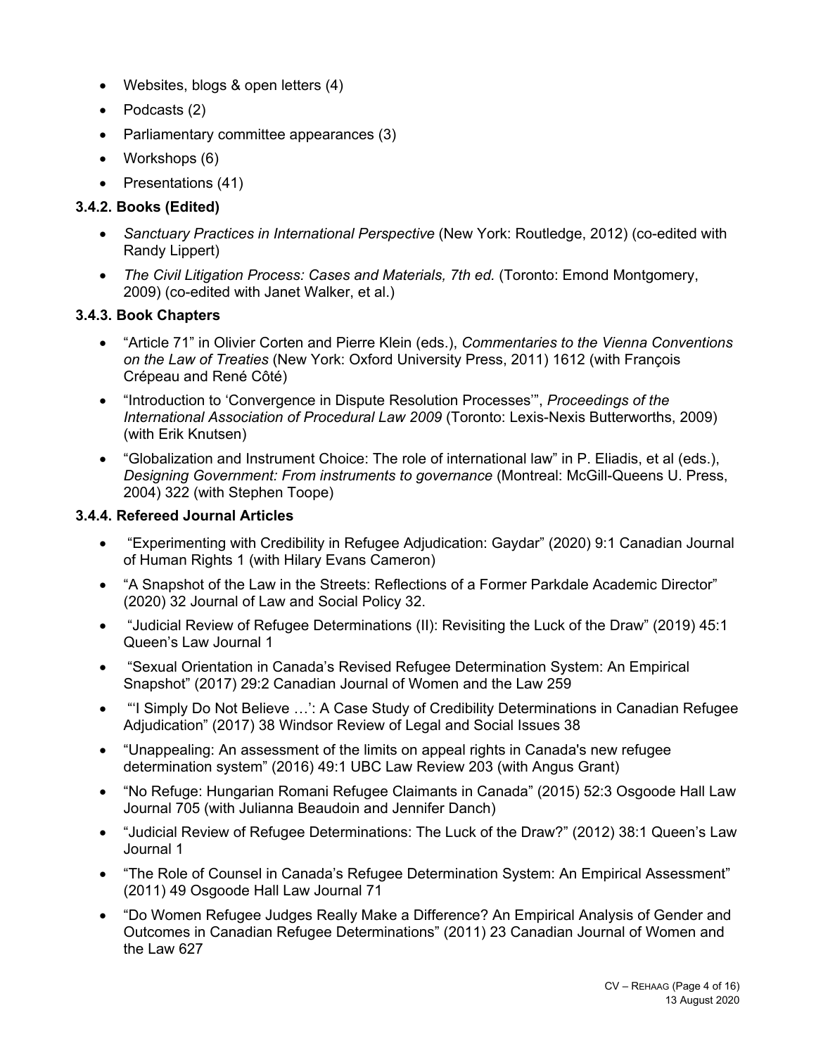- Websites, blogs & open letters (4)
- Podcasts (2)
- Parliamentary committee appearances (3)
- Workshops (6)
- Presentations (41)

### 3.4.2. Books (Edited)

- *Sanctuary Practices in International Perspective* (New York: Routledge, 2012) (co-edited with Randy Lippert)
- *The Civil Litigation Process: Cases and Materials, 7th ed.* (Toronto: Emond Montgomery, 2009) (co-edited with Janet Walker, et al.)

### 3.4.3. Book Chapters

- "Article 71" in Olivier Corten and Pierre Klein (eds.), *Commentaries to the Vienna Conventions on the Law of Treaties* (New York: Oxford University Press, 2011) 1612 (with François Crépeau and René Côté)
- "Introduction to 'Convergence in Dispute Resolution Processes'", *Proceedings of the International Association of Procedural Law 2009* (Toronto: Lexis-Nexis Butterworths, 2009) (with Erik Knutsen)
- "Globalization and Instrument Choice: The role of international law" in P. Eliadis, et al (eds.), *Designing Government: From instruments to governance* (Montreal: McGill-Queens U. Press, 2004) 322 (with Stephen Toope)

### 3.4.4. Refereed Journal Articles

- "Experimenting with Credibility in Refugee Adjudication: Gaydar" (2020) 9:1 Canadian Journal of Human Rights 1 (with Hilary Evans Cameron)
- "A Snapshot of the Law in the Streets: Reflections of a Former Parkdale Academic Director" (2020) 32 Journal of Law and Social Policy 32.
- "Judicial Review of Refugee Determinations (II): Revisiting the Luck of the Draw" (2019) 45:1 Queen's Law Journal 1
- "Sexual Orientation in Canada's Revised Refugee Determination System: An Empirical Snapshot" (2017) 29:2 Canadian Journal of Women and the Law 259
- "'I Simply Do Not Believe …': A Case Study of Credibility Determinations in Canadian Refugee Adjudication" (2017) 38 Windsor Review of Legal and Social Issues 38
- "Unappealing: An assessment of the limits on appeal rights in Canada's new refugee determination system" (2016) 49:1 UBC Law Review 203 (with Angus Grant)
- "No Refuge: Hungarian Romani Refugee Claimants in Canada" (2015) 52:3 Osgoode Hall Law Journal 705 (with Julianna Beaudoin and Jennifer Danch)
- "Judicial Review of Refugee Determinations: The Luck of the Draw?" (2012) 38:1 Queen's Law Journal 1
- "The Role of Counsel in Canada's Refugee Determination System: An Empirical Assessment" (2011) 49 Osgoode Hall Law Journal 71
- "Do Women Refugee Judges Really Make a Difference? An Empirical Analysis of Gender and Outcomes in Canadian Refugee Determinations" (2011) 23 Canadian Journal of Women and the Law 627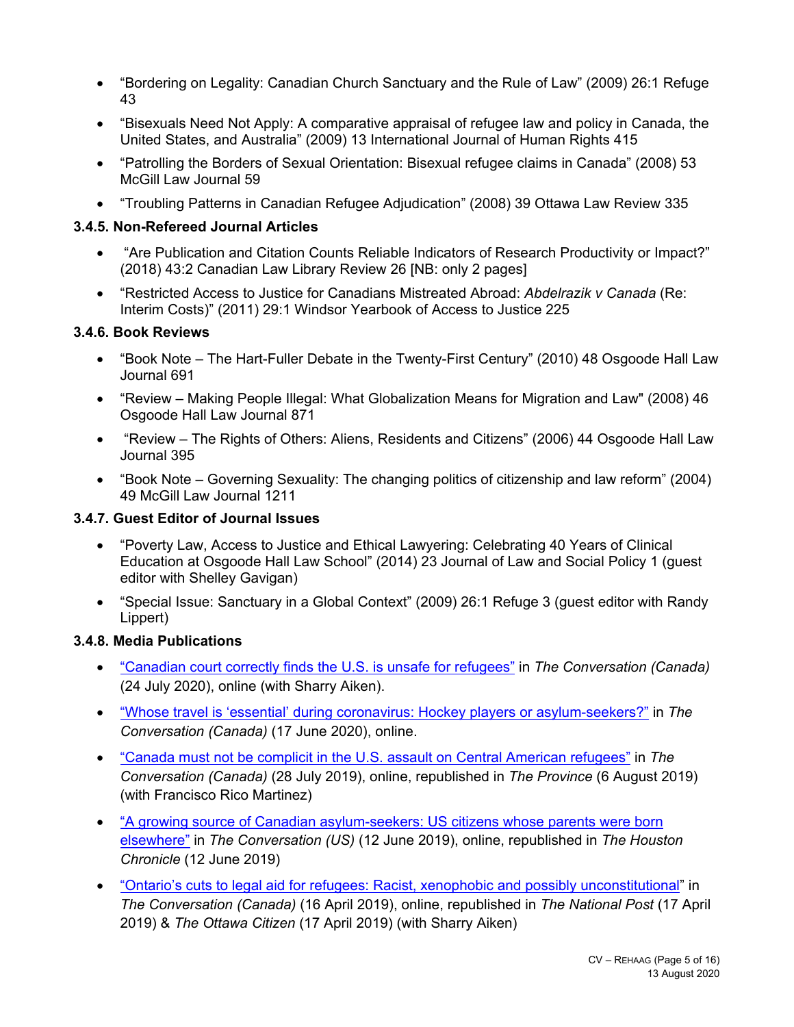- "Bordering on Legality: Canadian Church Sanctuary and the Rule of Law" (2009) 26:1 Refuge 43
- "Bisexuals Need Not Apply: A comparative appraisal of refugee law and policy in Canada, the United States, and Australia" (2009) 13 International Journal of Human Rights 415
- "Patrolling the Borders of Sexual Orientation: Bisexual refugee claims in Canada" (2008) 53 McGill Law Journal 59
- "Troubling Patterns in Canadian Refugee Adjudication" (2008) 39 Ottawa Law Review 335

### 3.4.5. Non-Refereed Journal Articles

- "Are Publication and Citation Counts Reliable Indicators of Research Productivity or Impact?" (2018) 43:2 Canadian Law Library Review 26 [NB: only 2 pages]
- "Restricted Access to Justice for Canadians Mistreated Abroad: *Abdelrazik v Canada* (Re: Interim Costs)" (2011) 29:1 Windsor Yearbook of Access to Justice 225

### 3.4.6. Book Reviews

- "Book Note – The Hart-Fuller Debate in the Twenty-First Century" (2010) 48 Osgoode Hall Law Journal 691
- "Review – Making People Illegal: What Globalization Means for Migration and Law" (2008) 46 Osgoode Hall Law Journal 871
- "Review – The Rights of Others: Aliens, Residents and Citizens" (2006) 44 Osgoode Hall Law Journal 395
- "Book Note – Governing Sexuality: The changing politics of citizenship and law reform" (2004) 49 McGill Law Journal 1211

### 3.4.7. Guest Editor of Journal Issues

- "Poverty Law, Access to Justice and Ethical Lawyering: Celebrating 40 Years of Clinical Education at Osgoode Hall Law School" (2014) 23 Journal of Law and Social Policy 1 (guest editor with Shelley Gavigan)
- "Special Issue: Sanctuary in a Global Context" (2009) 26:1 Refuge 3 (guest editor with Randy Lippert)

### 3.4.8. Media Publications

- "Canadian court correctly finds the U.S. is unsafe for refugees" in *The Conversation (Canada)* (24 July 2020), online (with Sharry Aiken).
- "Whose travel is 'essential' during coronavirus: Hockey players or asylum-seekers?" in *The Conversation (Canada)* (17 June 2020), online.
- "Canada must not be complicit in the U.S. assault on Central American refugees" in *The Conversation (Canada)* (28 July 2019), online, republished in *The Province* (6 August 2019) (with Francisco Rico Martinez)
- "A growing source of Canadian asylum-seekers: US citizens whose parents were born elsewhere" in *The Conversation (US)* (12 June 2019), online, republished in *The Houston Chronicle* (12 June 2019)
- "Ontario's cuts to legal aid for refugees: Racist, xenophobic and possibly unconstitutional" in *The Conversation (Canada)* (16 April 2019), online, republished in *The National Post* (17 April 2019) & *The Ottawa Citizen* (17 April 2019) (with Sharry Aiken)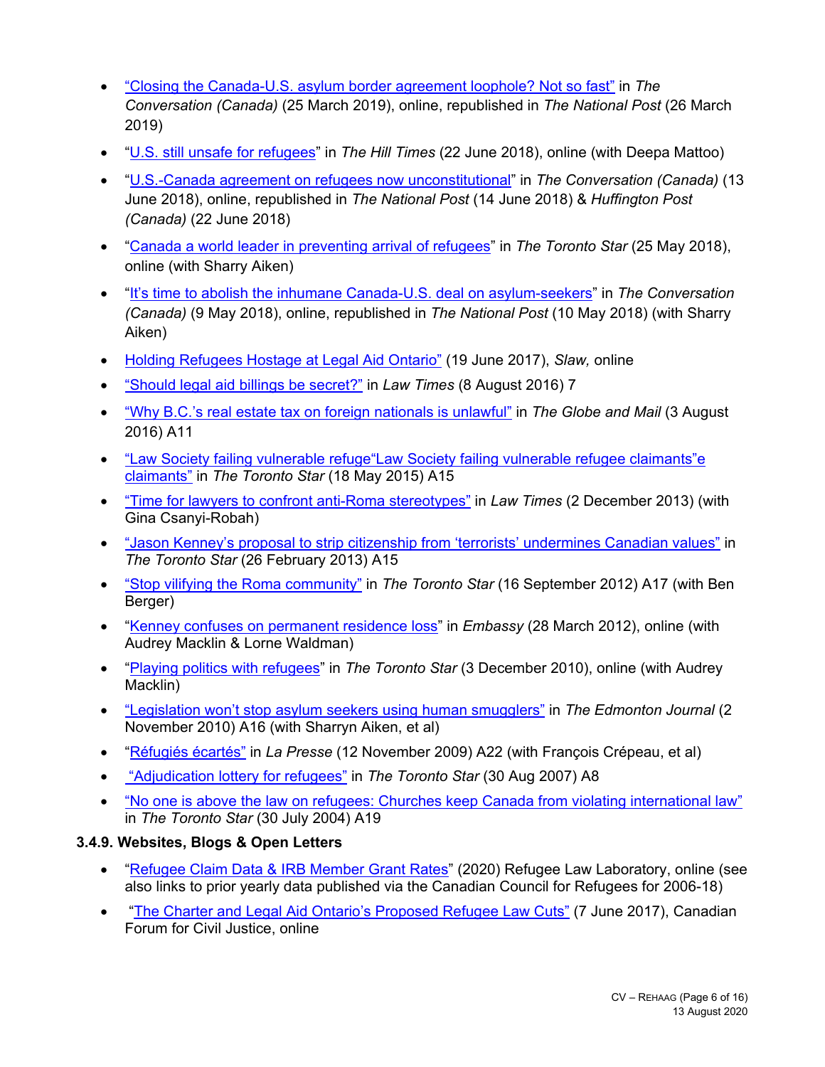- "Closing the Canada-U.S. asylum border agreement loophole? Not so fast" in *The Conversation (Canada)* (25 March 2019), online, republished in *The National Post* (26 March 2019)
- "U.S. still unsafe for refugees" in *The Hill Times* (22 June 2018), online (with Deepa Mattoo)
- "U.S.-Canada agreement on refugees now unconstitutional" in *The Conversation (Canada)* (13 June 2018), online, republished in *The National Post* (14 June 2018) & *Huffington Post (Canada)* (22 June 2018)
- "Canada a world leader in preventing arrival of refugees" in *The Toronto Star* (25 May 2018), online (with Sharry Aiken)
- "It's time to abolish the inhumane Canada-U.S. deal on asylum-seekers" in *The Conversation (Canada)* (9 May 2018), online, republished in *The National Post* (10 May 2018) (with Sharry Aiken)
- Holding Refugees Hostage at Legal Aid Ontario" (19 June 2017), *Slaw,* online
- "Should legal aid billings be secret?" in *Law Times* (8 August 2016) 7
- "Why B.C.'s real estate tax on foreign nationals is unlawful" in *The Globe and Mail* (3 August 2016) A11
- "Law Society failing vulnerable refuge"Law Society failing vulnerable refugee claimants"e claimants" in *The Toronto Star* (18 May 2015) A15
- "Time for lawyers to confront anti-Roma stereotypes" in *Law Times* (2 December 2013) (with Gina Csanyi-Robah)
- "Jason Kenney's proposal to strip citizenship from 'terrorists' undermines Canadian values" in *The Toronto Star* (26 February 2013) A15
- "Stop vilifying the Roma community" in *The Toronto Star* (16 September 2012) A17 (with Ben Berger)
- "Kenney confuses on permanent residence loss" in *Embassy* (28 March 2012), online (with Audrey Macklin & Lorne Waldman)
- "Playing politics with refugees" in *The Toronto Star* (3 December 2010), online (with Audrey Macklin)
- "Legislation won't stop asylum seekers using human smugglers" in *The Edmonton Journal* (2 November 2010) A16 (with Sharryn Aiken, et al)
- "Réfugiés écartés" in *La Presse* (12 November 2009) A22 (with François Crépeau, et al)
- "Adjudication lottery for refugees" in *The Toronto Star* (30 Aug 2007) A8
- "No one is above the law on refugees: Churches keep Canada from violating international law" in *The Toronto Star* (30 July 2004) A19

### 3.4.9. Websites, Blogs & Open Letters

- "Refugee Claim Data & IRB Member Grant Rates" (2020) Refugee Law Laboratory, online (see also links to prior yearly data published via the Canadian Council for Refugees for 2006-18)
- "The Charter and Legal Aid Ontario's Proposed Refugee Law Cuts" (7 June 2017), Canadian Forum for Civil Justice, online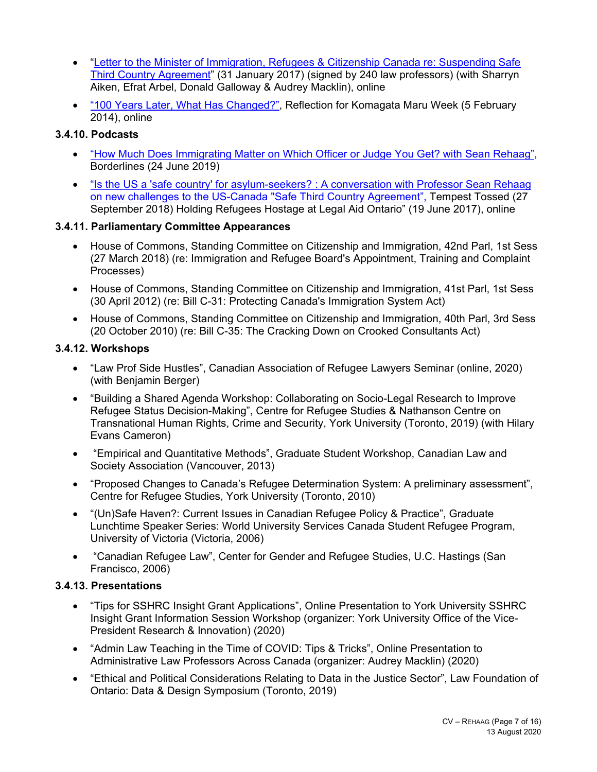- "Letter to the Minister of Immigration, Refugees & Citizenship Canada re: Suspending Safe Third Country Agreement" (31 January 2017) (signed by 240 law professors) (with Sharryn Aiken, Efrat Arbel, Donald Galloway & Audrey Macklin), online
- "100 Years Later, What Has Changed?", Reflection for Komagata Maru Week (5 February 2014), online

### 3.4.10. Podcasts

- "How Much Does Immigrating Matter on Which Officer or Judge You Get? with Sean Rehaag", Borderlines (24 June 2019)
- "Is the US a 'safe country' for asylum-seekers? : A conversation with Professor Sean Rehaag on new challenges to the US-Canada "Safe Third Country Agreement", Tempest Tossed (27 September 2018) Holding Refugees Hostage at Legal Aid Ontario" (19 June 2017), online

### 3.4.11. Parliamentary Committee Appearances

- House of Commons, Standing Committee on Citizenship and Immigration, 42nd Parl, 1st Sess (27 March 2018) (re: Immigration and Refugee Board's Appointment, Training and Complaint Processes)
- House of Commons, Standing Committee on Citizenship and Immigration, 41st Parl, 1st Sess (30 April 2012) (re: Bill C-31: Protecting Canada's Immigration System Act)
- House of Commons, Standing Committee on Citizenship and Immigration, 40th Parl, 3rd Sess (20 October 2010) (re: Bill C-35: The Cracking Down on Crooked Consultants Act)

### 3.4.12. Workshops

- "Law Prof Side Hustles", Canadian Association of Refugee Lawyers Seminar (online, 2020) (with Benjamin Berger)
- "Building a Shared Agenda Workshop: Collaborating on Socio-Legal Research to Improve Refugee Status Decision-Making", Centre for Refugee Studies & Nathanson Centre on Transnational Human Rights, Crime and Security, York University (Toronto, 2019) (with Hilary Evans Cameron)
- "Empirical and Quantitative Methods", Graduate Student Workshop, Canadian Law and Society Association (Vancouver, 2013)
- "Proposed Changes to Canada's Refugee Determination System: A preliminary assessment", Centre for Refugee Studies, York University (Toronto, 2010)
- "(Un)Safe Haven?: Current Issues in Canadian Refugee Policy & Practice", Graduate Lunchtime Speaker Series: World University Services Canada Student Refugee Program, University of Victoria (Victoria, 2006)
- "Canadian Refugee Law", Center for Gender and Refugee Studies, U.C. Hastings (San Francisco, 2006)

### 3.4.13. Presentations

- "Tips for SSHRC Insight Grant Applications", Online Presentation to York University SSHRC Insight Grant Information Session Workshop (organizer: York University Office of the Vice-President Research & Innovation) (2020)
- "Admin Law Teaching in the Time of COVID: Tips & Tricks", Online Presentation to Administrative Law Professors Across Canada (organizer: Audrey Macklin) (2020)
- "Ethical and Political Considerations Relating to Data in the Justice Sector", Law Foundation of Ontario: Data & Design Symposium (Toronto, 2019)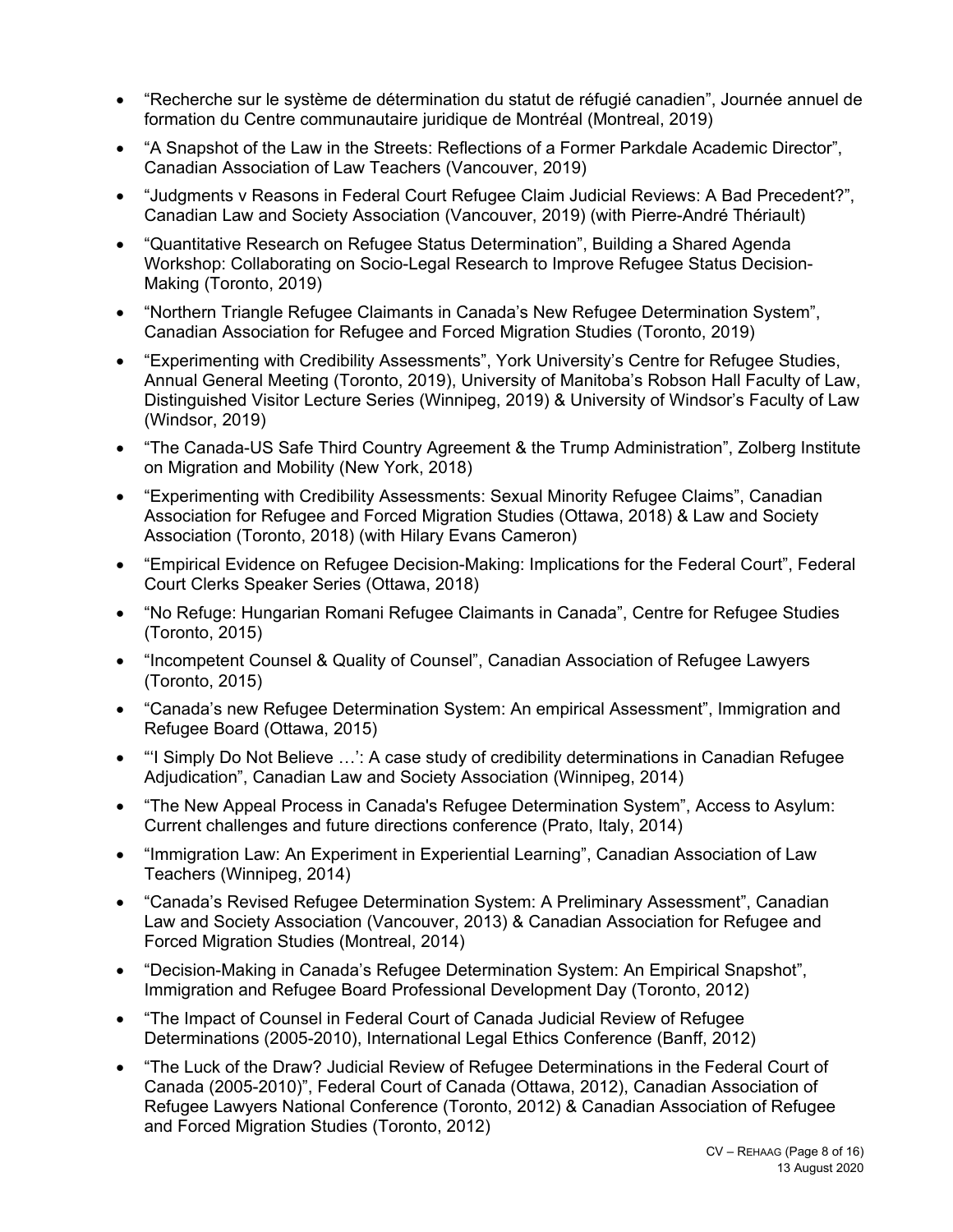- “Recherche sur le système de détermination du statut de réfugié canadien”, Journée annuel de formation du Centre communautaire juridique de Montréal (Montreal, 2019)
- “A Snapshot of the Law in the Streets: Reflections of a Former Parkdale Academic Director”, Canadian Association of Law Teachers (Vancouver, 2019)
- “Judgments v Reasons in Federal Court Refugee Claim Judicial Reviews: A Bad Precedent?”, Canadian Law and Society Association (Vancouver, 2019) (with Pierre-André Thériault)
- “Quantitative Research on Refugee Status Determination”, Building a Shared Agenda Workshop: Collaborating on Socio-Legal Research to Improve Refugee Status Decision-Making (Toronto, 2019)
- “Northern Triangle Refugee Claimants in Canada’s New Refugee Determination System”, Canadian Association for Refugee and Forced Migration Studies (Toronto, 2019)
- “Experimenting with Credibility Assessments”, York University’s Centre for Refugee Studies, Annual General Meeting (Toronto, 2019), University of Manitoba’s Robson Hall Faculty of Law, Distinguished Visitor Lecture Series (Winnipeg, 2019) & University of Windsor’s Faculty of Law (Windsor, 2019)
- “The Canada-US Safe Third Country Agreement & the Trump Administration”, Zolberg Institute on Migration and Mobility (New York, 2018)
- “Experimenting with Credibility Assessments: Sexual Minority Refugee Claims”, Canadian Association for Refugee and Forced Migration Studies (Ottawa, 2018) & Law and Society Association (Toronto, 2018) (with Hilary Evans Cameron)
- “Empirical Evidence on Refugee Decision-Making: Implications for the Federal Court”, Federal Court Clerks Speaker Series (Ottawa, 2018)
- “No Refuge: Hungarian Romani Refugee Claimants in Canada”, Centre for Refugee Studies (Toronto, 2015)
- “Incompetent Counsel & Quality of Counsel”, Canadian Association of Refugee Lawyers (Toronto, 2015)
- “Canada’s new Refugee Determination System: An empirical Assessment”, Immigration and Refugee Board (Ottawa, 2015)
- “‘I Simply Do Not Believe …’: A case study of credibility determinations in Canadian Refugee Adjudication”, Canadian Law and Society Association (Winnipeg, 2014)
- “The New Appeal Process in Canada's Refugee Determination System”, Access to Asylum: Current challenges and future directions conference (Prato, Italy, 2014)
- “Immigration Law: An Experiment in Experiential Learning”, Canadian Association of Law Teachers (Winnipeg, 2014)
- “Canada’s Revised Refugee Determination System: A Preliminary Assessment”, Canadian Law and Society Association (Vancouver, 2013) & Canadian Association for Refugee and Forced Migration Studies (Montreal, 2014)
- “Decision-Making in Canada’s Refugee Determination System: An Empirical Snapshot”, Immigration and Refugee Board Professional Development Day (Toronto, 2012)
- “The Impact of Counsel in Federal Court of Canada Judicial Review of Refugee Determinations (2005-2010), International Legal Ethics Conference (Banff, 2012)
- “The Luck of the Draw? Judicial Review of Refugee Determinations in the Federal Court of Canada (2005-2010)”, Federal Court of Canada (Ottawa, 2012), Canadian Association of Refugee Lawyers National Conference (Toronto, 2012) & Canadian Association of Refugee and Forced Migration Studies (Toronto, 2012)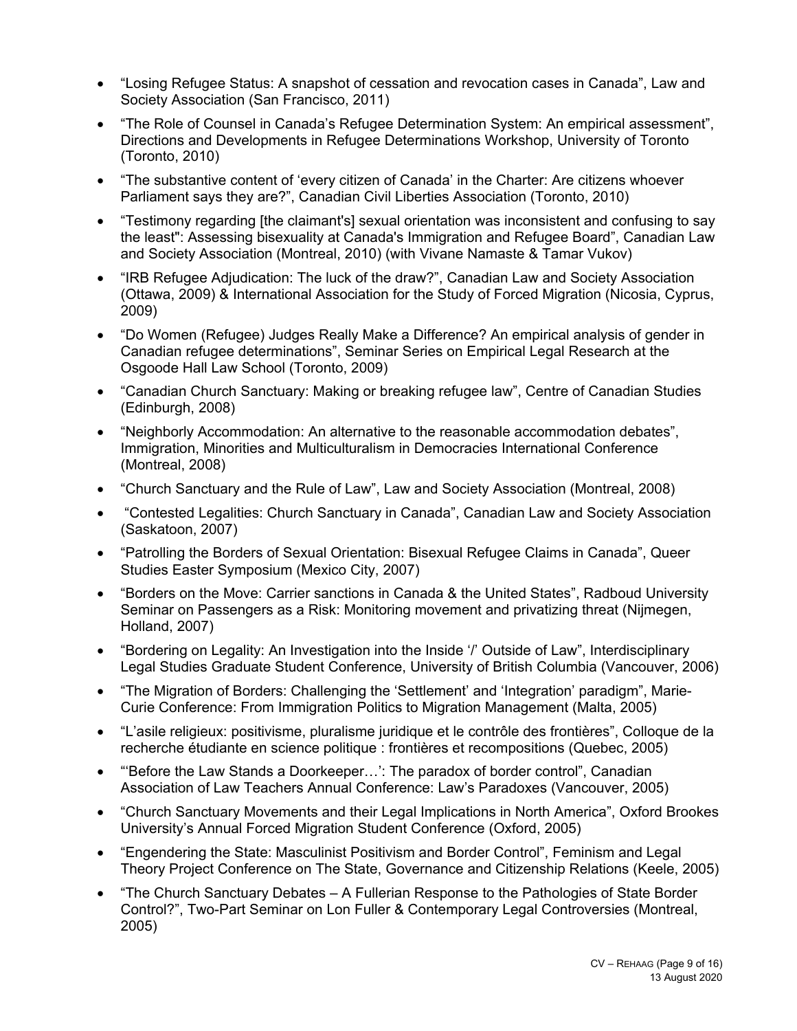- “Losing Refugee Status: A snapshot of cessation and revocation cases in Canada”, Law and Society Association (San Francisco, 2011)
- “The Role of Counsel in Canada’s Refugee Determination System: An empirical assessment”, Directions and Developments in Refugee Determinations Workshop, University of Toronto (Toronto, 2010)
- “The substantive content of ‘every citizen of Canada’ in the Charter: Are citizens whoever Parliament says they are?”, Canadian Civil Liberties Association (Toronto, 2010)
- “Testimony regarding [the claimant's] sexual orientation was inconsistent and confusing to say the least": Assessing bisexuality at Canada's Immigration and Refugee Board”, Canadian Law and Society Association (Montreal, 2010) (with Vivane Namaste & Tamar Vukov)
- “IRB Refugee Adjudication: The luck of the draw?”, Canadian Law and Society Association (Ottawa, 2009) & International Association for the Study of Forced Migration (Nicosia, Cyprus, 2009)
- “Do Women (Refugee) Judges Really Make a Difference? An empirical analysis of gender in Canadian refugee determinations”, Seminar Series on Empirical Legal Research at the Osgoode Hall Law School (Toronto, 2009)
- “Canadian Church Sanctuary: Making or breaking refugee law”, Centre of Canadian Studies (Edinburgh, 2008)
- “Neighborly Accommodation: An alternative to the reasonable accommodation debates”, Immigration, Minorities and Multiculturalism in Democracies International Conference (Montreal, 2008)
- “Church Sanctuary and the Rule of Law”, Law and Society Association (Montreal, 2008)
- “Contested Legalities: Church Sanctuary in Canada”, Canadian Law and Society Association (Saskatoon, 2007)
- “Patrolling the Borders of Sexual Orientation: Bisexual Refugee Claims in Canada”, Queer Studies Easter Symposium (Mexico City, 2007)
- “Borders on the Move: Carrier sanctions in Canada & the United States”, Radboud University Seminar on Passengers as a Risk: Monitoring movement and privatizing threat (Nijmegen, Holland, 2007)
- “Bordering on Legality: An Investigation into the Inside ‘/’ Outside of Law”, Interdisciplinary Legal Studies Graduate Student Conference, University of British Columbia (Vancouver, 2006)
- “The Migration of Borders: Challenging the ‘Settlement’ and ‘Integration’ paradigm”, Marie-Curie Conference: From Immigration Politics to Migration Management (Malta, 2005)
- “L’asile religieux: positivisme, pluralisme juridique et le contrôle des frontières”, Colloque de la recherche étudiante en science politique : frontières et recompositions (Quebec, 2005)
- “‘Before the Law Stands a Doorkeeper…’: The paradox of border control”, Canadian Association of Law Teachers Annual Conference: Law’s Paradoxes (Vancouver, 2005)
- “Church Sanctuary Movements and their Legal Implications in North America”, Oxford Brookes University’s Annual Forced Migration Student Conference (Oxford, 2005)
- “Engendering the State: Masculinist Positivism and Border Control”, Feminism and Legal Theory Project Conference on The State, Governance and Citizenship Relations (Keele, 2005)
- “The Church Sanctuary Debates – A Fullerian Response to the Pathologies of State Border Control?”, Two-Part Seminar on Lon Fuller & Contemporary Legal Controversies (Montreal, 2005)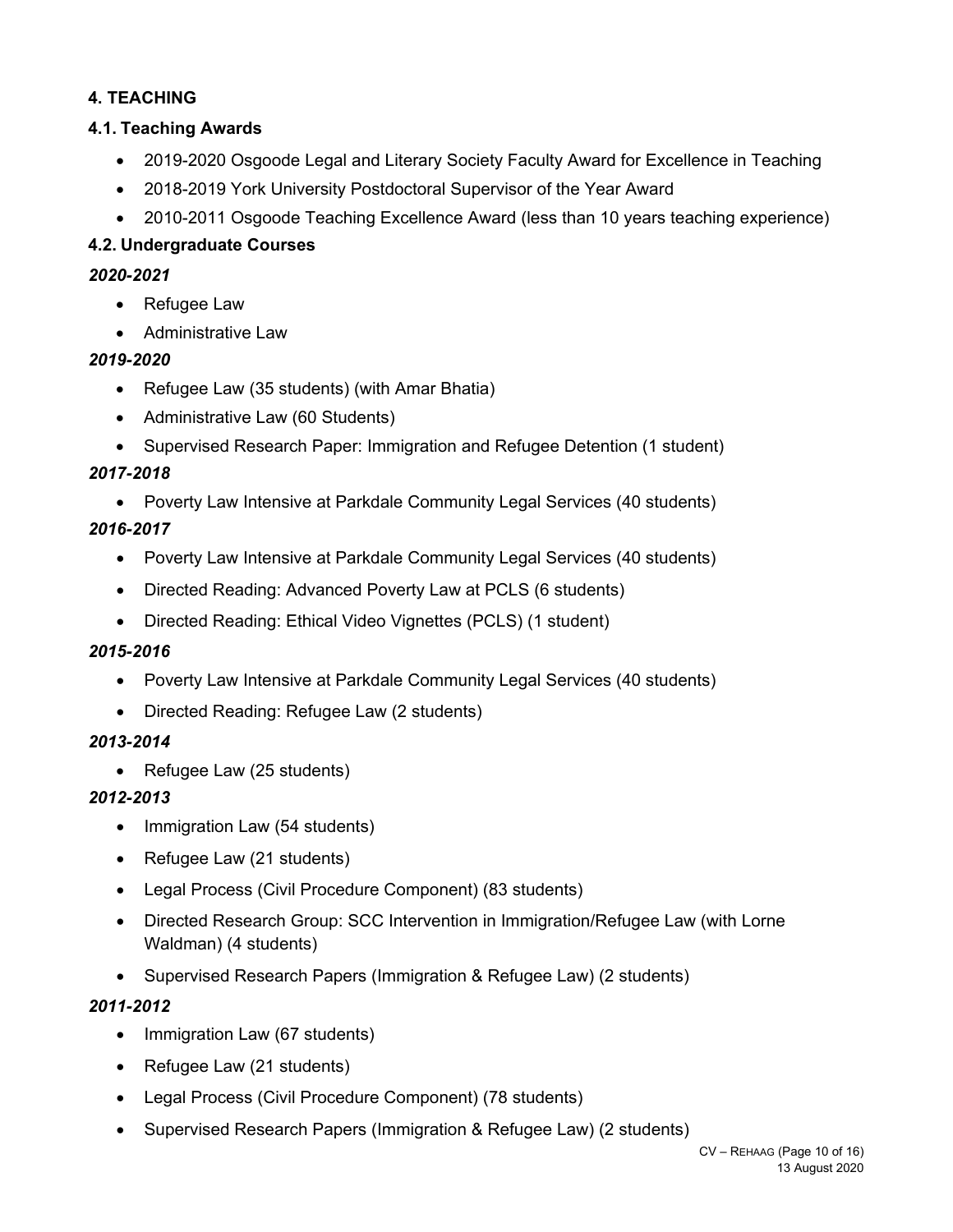## 4. TEACHING

### 4.1. Teaching Awards

- 2019-2020 Osgoode Legal and Literary Society Faculty Award for Excellence in Teaching
- 2018-2019 York University Postdoctoral Supervisor of the Year Award
- 2010-2011 Osgoode Teaching Excellence Award (less than 10 years teaching experience)

### 4.2. Undergraduate Courses

***2020-2021***

- Refugee Law
- Administrative Law

***2019-2020***

- Refugee Law (35 students) (with Amar Bhatia)
- Administrative Law (60 Students)
- Supervised Research Paper: Immigration and Refugee Detention (1 student)

***2017-2018***

- Poverty Law Intensive at Parkdale Community Legal Services (40 students)

***2016-2017***

- Poverty Law Intensive at Parkdale Community Legal Services (40 students)
- Directed Reading: Advanced Poverty Law at PCLS (6 students)
- Directed Reading: Ethical Video Vignettes (PCLS) (1 student)

***2015-2016***

- Poverty Law Intensive at Parkdale Community Legal Services (40 students)
- Directed Reading: Refugee Law (2 students)

***2013-2014***

- Refugee Law (25 students)

***2012-2013***

- Immigration Law (54 students)
- Refugee Law (21 students)
- Legal Process (Civil Procedure Component) (83 students)
- Directed Research Group: SCC Intervention in Immigration/Refugee Law (with Lorne Waldman) (4 students)
- Supervised Research Papers (Immigration & Refugee Law) (2 students)

***2011-2012***

- Immigration Law (67 students)
- Refugee Law (21 students)
- Legal Process (Civil Procedure Component) (78 students)
- Supervised Research Papers (Immigration & Refugee Law) (2 students)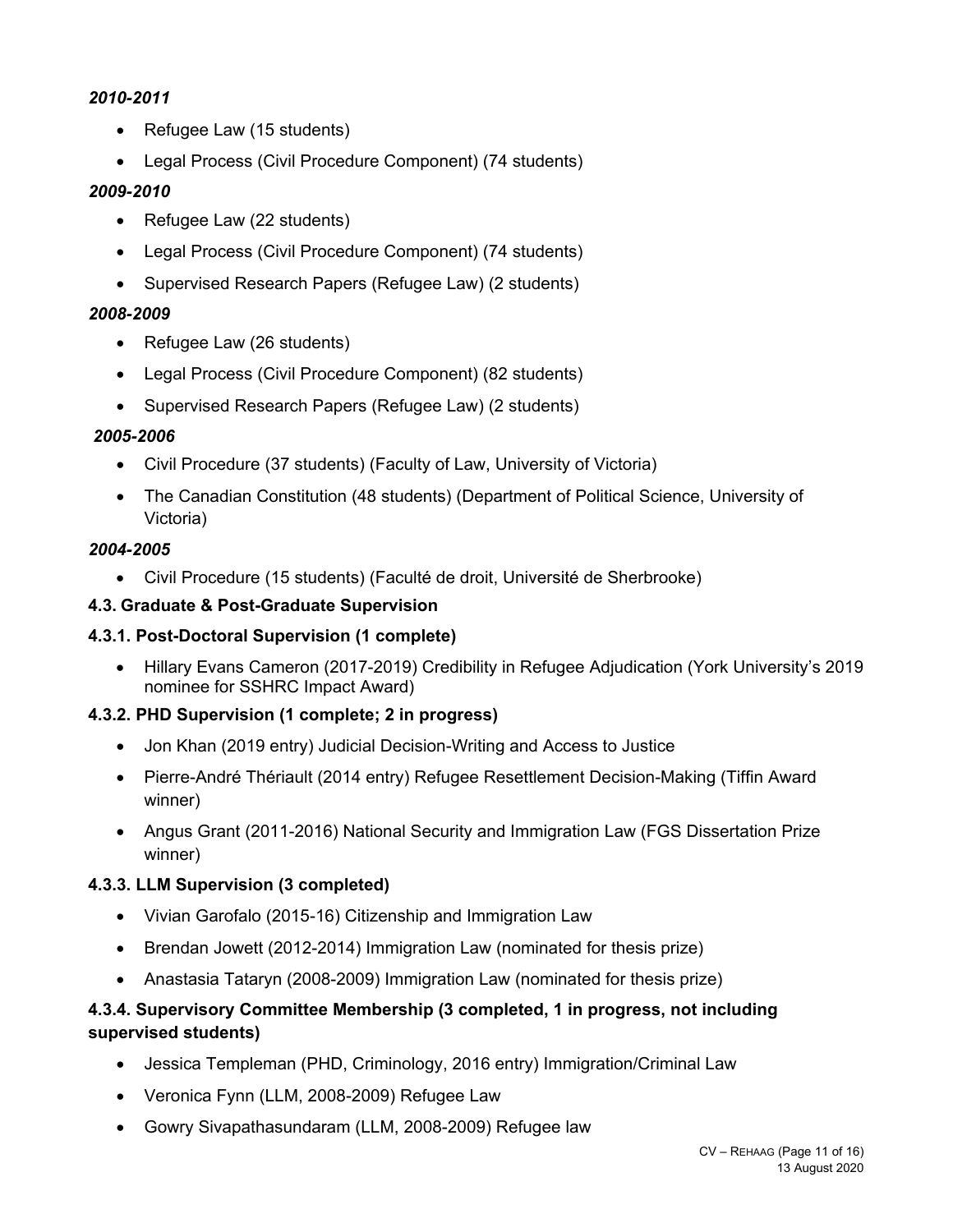***2010-2011***

- Refugee Law (15 students)
- Legal Process (Civil Procedure Component) (74 students)

***2009-2010***

- Refugee Law (22 students)
- Legal Process (Civil Procedure Component) (74 students)
- Supervised Research Papers (Refugee Law) (2 students)

***2008-2009***

- Refugee Law (26 students)
- Legal Process (Civil Procedure Component) (82 students)
- Supervised Research Papers (Refugee Law) (2 students)

***2005-2006***

- Civil Procedure (37 students) (Faculty of Law, University of Victoria)
- The Canadian Constitution (48 students) (Department of Political Science, University of Victoria)

***2004-2005***

- Civil Procedure (15 students) (Faculté de droit, Université de Sherbrooke)

**4.3. Graduate & Post-Graduate Supervision**

**4.3.1. Post-Doctoral Supervision (1 complete)**

- Hillary Evans Cameron (2017-2019) Credibility in Refugee Adjudication (York University's 2019 nominee for SSHRC Impact Award)

**4.3.2. PHD Supervision (1 complete; 2 in progress)**

- Jon Khan (2019 entry) Judicial Decision-Writing and Access to Justice
- Pierre-André Thériault (2014 entry) Refugee Resettlement Decision-Making (Tiffin Award winner)
- Angus Grant (2011-2016) National Security and Immigration Law (FGS Dissertation Prize winner)

**4.3.3. LLM Supervision (3 completed)**

- Vivian Garofalo (2015-16) Citizenship and Immigration Law
- Brendan Jowett (2012-2014) Immigration Law (nominated for thesis prize)
- Anastasia Tataryn (2008-2009) Immigration Law (nominated for thesis prize)

**4.3.4. Supervisory Committee Membership (3 completed, 1 in progress, not including supervised students)**

- Jessica Templeman (PHD, Criminology, 2016 entry) Immigration/Criminal Law
- Veronica Fynn (LLM, 2008-2009) Refugee Law
- Gowry Sivapathasundaram (LLM, 2008-2009) Refugee law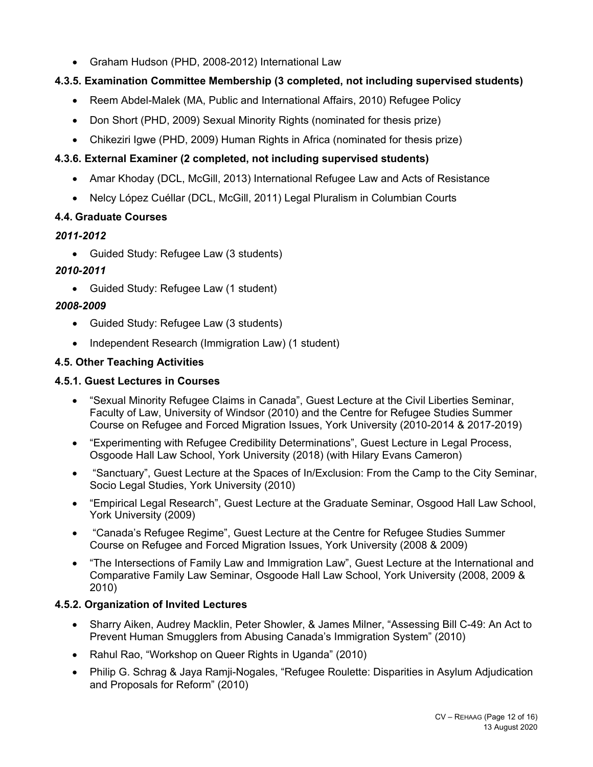- Graham Hudson (PHD, 2008-2012) International Law

#### 4.3.5. Examination Committee Membership (3 completed, not including supervised students)

- Reem Abdel-Malek (MA, Public and International Affairs, 2010) Refugee Policy
- Don Short (PHD, 2009) Sexual Minority Rights (nominated for thesis prize)
- Chikeziri Igwe (PHD, 2009) Human Rights in Africa (nominated for thesis prize)

#### 4.3.6. External Examiner (2 completed, not including supervised students)

- Amar Khoday (DCL, McGill, 2013) International Refugee Law and Acts of Resistance
- Nelcy López Cuéllar (DCL, McGill, 2011) Legal Pluralism in Columbian Courts

### 4.4. Graduate Courses

***2011-2012***

- Guided Study: Refugee Law (3 students)

***2010-2011***

- Guided Study: Refugee Law (1 student)

***2008-2009***

- Guided Study: Refugee Law (3 students)
- Independent Research (Immigration Law) (1 student)

### 4.5. Other Teaching Activities

#### 4.5.1. Guest Lectures in Courses

- "Sexual Minority Refugee Claims in Canada", Guest Lecture at the Civil Liberties Seminar, Faculty of Law, University of Windsor (2010) and the Centre for Refugee Studies Summer Course on Refugee and Forced Migration Issues, York University (2010-2014 & 2017-2019)
- "Experimenting with Refugee Credibility Determinations", Guest Lecture in Legal Process, Osgoode Hall Law School, York University (2018) (with Hilary Evans Cameron)
- "Sanctuary", Guest Lecture at the Spaces of In/Exclusion: From the Camp to the City Seminar, Socio Legal Studies, York University (2010)
- "Empirical Legal Research", Guest Lecture at the Graduate Seminar, Osgood Hall Law School, York University (2009)
- "Canada's Refugee Regime", Guest Lecture at the Centre for Refugee Studies Summer Course on Refugee and Forced Migration Issues, York University (2008 & 2009)
- "The Intersections of Family Law and Immigration Law", Guest Lecture at the International and Comparative Family Law Seminar, Osgoode Hall Law School, York University (2008, 2009 & 2010)

#### 4.5.2. Organization of Invited Lectures

- Sharry Aiken, Audrey Macklin, Peter Showler, & James Milner, "Assessing Bill C-49: An Act to Prevent Human Smugglers from Abusing Canada's Immigration System" (2010)
- Rahul Rao, "Workshop on Queer Rights in Uganda" (2010)
- Philip G. Schrag & Jaya Ramji-Nogales, "Refugee Roulette: Disparities in Asylum Adjudication and Proposals for Reform" (2010)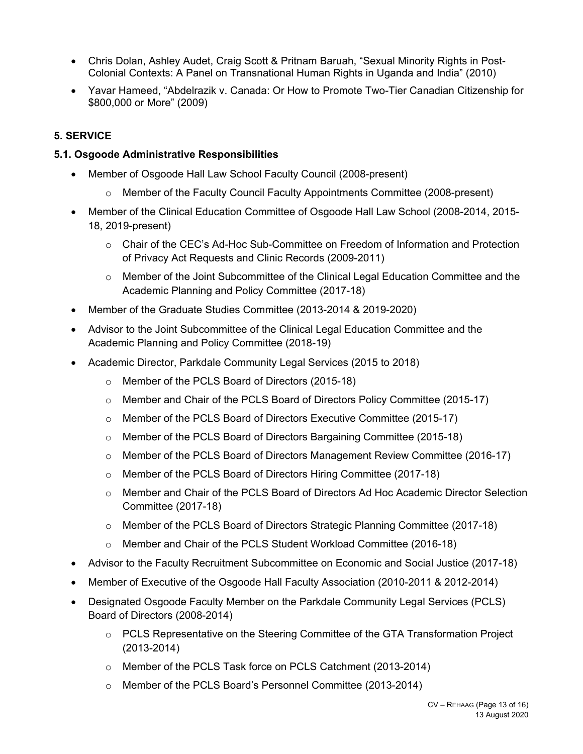- Chris Dolan, Ashley Audet, Craig Scott & Pritnam Baruah, "Sexual Minority Rights in Post-Colonial Contexts: A Panel on Transnational Human Rights in Uganda and India" (2010)
- Yavar Hameed, "Abdelrazik v. Canada: Or How to Promote Two-Tier Canadian Citizenship for $800,000 or More" (2009)

### 5. SERVICE

#### 5.1. Osgoode Administrative Responsibilities

- Member of Osgoode Hall Law School Faculty Council (2008-present)
  - Member of the Faculty Council Faculty Appointments Committee (2008-present)
- Member of the Clinical Education Committee of Osgoode Hall Law School (2008-2014, 2015-18, 2019-present)
  - Chair of the CEC's Ad-Hoc Sub-Committee on Freedom of Information and Protection of Privacy Act Requests and Clinic Records (2009-2011)
  - Member of the Joint Subcommittee of the Clinical Legal Education Committee and the Academic Planning and Policy Committee (2017-18)
- Member of the Graduate Studies Committee (2013-2014 & 2019-2020)
- Advisor to the Joint Subcommittee of the Clinical Legal Education Committee and the Academic Planning and Policy Committee (2018-19)
- Academic Director, Parkdale Community Legal Services (2015 to 2018)
  - Member of the PCLS Board of Directors (2015-18)
  - Member and Chair of the PCLS Board of Directors Policy Committee (2015-17)
  - Member of the PCLS Board of Directors Executive Committee (2015-17)
  - Member of the PCLS Board of Directors Bargaining Committee (2015-18)
  - Member of the PCLS Board of Directors Management Review Committee (2016-17)
  - Member of the PCLS Board of Directors Hiring Committee (2017-18)
  - Member and Chair of the PCLS Board of Directors Ad Hoc Academic Director Selection Committee (2017-18)
  - Member of the PCLS Board of Directors Strategic Planning Committee (2017-18)
  - Member and Chair of the PCLS Student Workload Committee (2016-18)
- Advisor to the Faculty Recruitment Subcommittee on Economic and Social Justice (2017-18)
- Member of Executive of the Osgoode Hall Faculty Association (2010-2011 & 2012-2014)
- Designated Osgoode Faculty Member on the Parkdale Community Legal Services (PCLS) Board of Directors (2008-2014)
  - PCLS Representative on the Steering Committee of the GTA Transformation Project (2013-2014)
  - Member of the PCLS Task force on PCLS Catchment (2013-2014)
  - Member of the PCLS Board's Personnel Committee (2013-2014)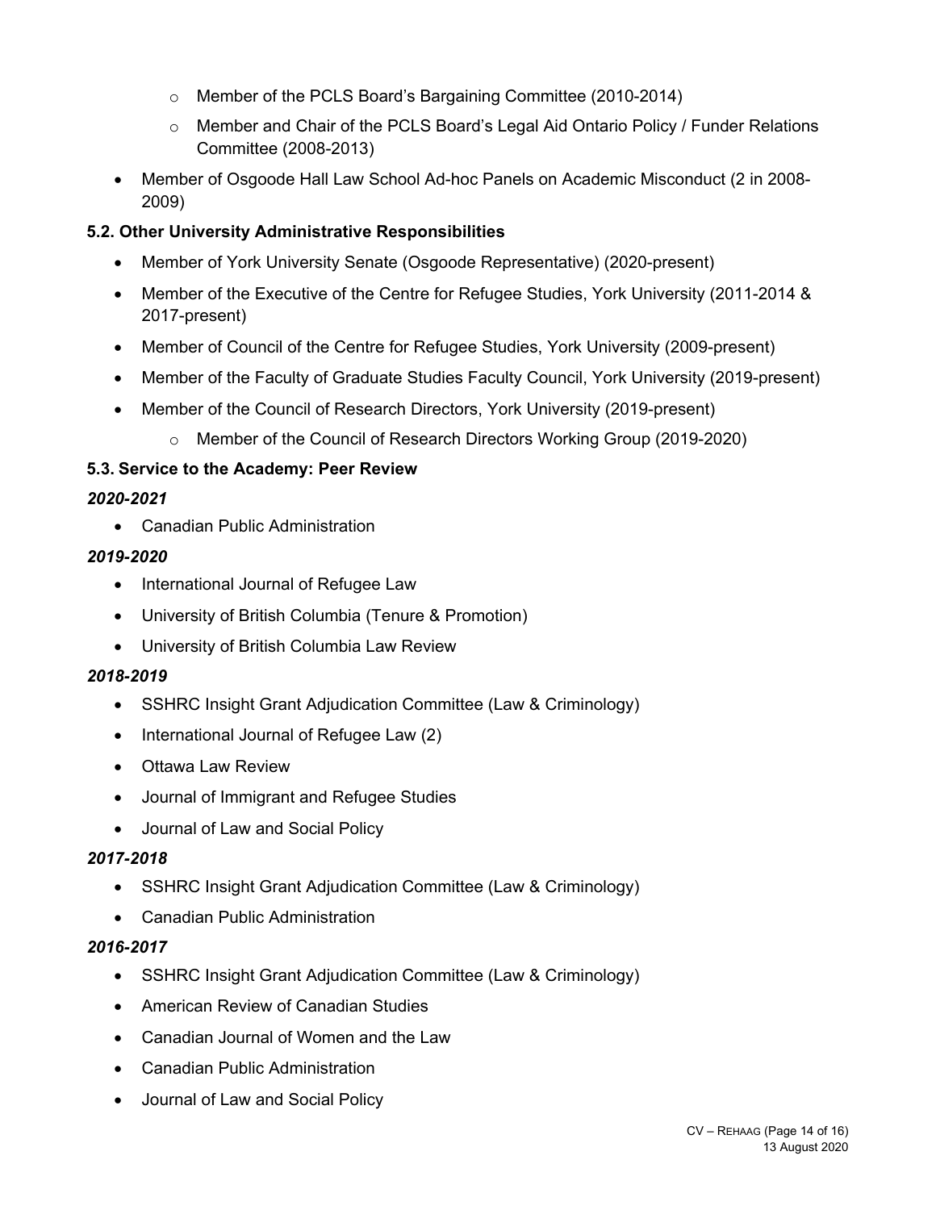- Member of the PCLS Board's Bargaining Committee (2010-2014)
    - Member and Chair of the PCLS Board's Legal Aid Ontario Policy / Funder Relations Committee (2008-2013)
- Member of Osgoode Hall Law School Ad-hoc Panels on Academic Misconduct (2 in 2008-2009)

### 5.2. Other University Administrative Responsibilities

- Member of York University Senate (Osgoode Representative) (2020-present)
- Member of the Executive of the Centre for Refugee Studies, York University (2011-2014 & 2017-present)
- Member of Council of the Centre for Refugee Studies, York University (2009-present)
- Member of the Faculty of Graduate Studies Faculty Council, York University (2019-present)
- Member of the Council of Research Directors, York University (2019-present)
    - Member of the Council of Research Directors Working Group (2019-2020)

### 5.3. Service to the Academy: Peer Review

***2020-2021***

- Canadian Public Administration

***2019-2020***

- International Journal of Refugee Law
- University of British Columbia (Tenure & Promotion)
- University of British Columbia Law Review

***2018-2019***

- SSHRC Insight Grant Adjudication Committee (Law & Criminology)
- International Journal of Refugee Law (2)
- Ottawa Law Review
- Journal of Immigrant and Refugee Studies
- Journal of Law and Social Policy

***2017-2018***

- SSHRC Insight Grant Adjudication Committee (Law & Criminology)
- Canadian Public Administration

***2016-2017***

- SSHRC Insight Grant Adjudication Committee (Law & Criminology)
- American Review of Canadian Studies
- Canadian Journal of Women and the Law
- Canadian Public Administration
- Journal of Law and Social Policy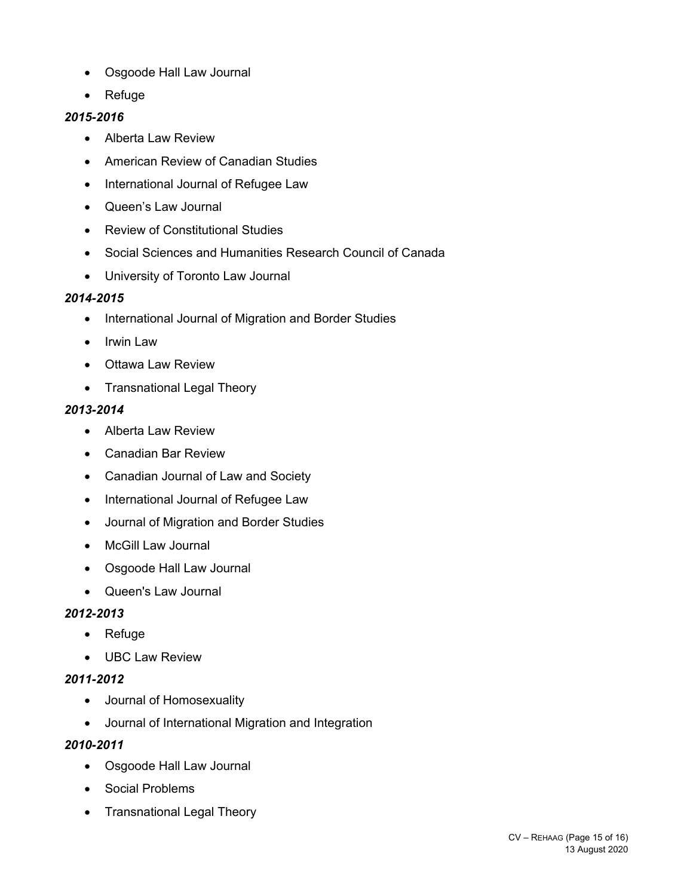- Osgoode Hall Law Journal
- Refuge

***2015-2016***

- Alberta Law Review
- American Review of Canadian Studies
- International Journal of Refugee Law
- Queen’s Law Journal
- Review of Constitutional Studies
- Social Sciences and Humanities Research Council of Canada
- University of Toronto Law Journal

***2014-2015***

- International Journal of Migration and Border Studies
- Irwin Law
- Ottawa Law Review
- Transnational Legal Theory

***2013-2014***

- Alberta Law Review
- Canadian Bar Review
- Canadian Journal of Law and Society
- International Journal of Refugee Law
- Journal of Migration and Border Studies
- McGill Law Journal
- Osgoode Hall Law Journal
- Queen's Law Journal

***2012-2013***

- Refuge
- UBC Law Review

***2011-2012***

- Journal of Homosexuality
- Journal of International Migration and Integration

***2010-2011***

- Osgoode Hall Law Journal
- Social Problems
- Transnational Legal Theory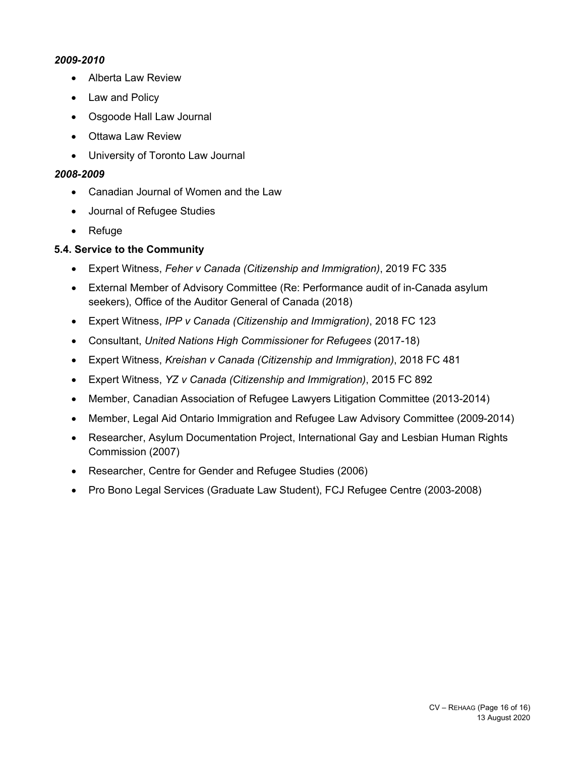***2009-2010***

- Alberta Law Review
- Law and Policy
- Osgoode Hall Law Journal
- Ottawa Law Review
- University of Toronto Law Journal

***2008-2009***

- Canadian Journal of Women and the Law
- Journal of Refugee Studies
- Refuge

**5.4. Service to the Community**

- Expert Witness, *Feher v Canada (Citizenship and Immigration)*, 2019 FC 335
- External Member of Advisory Committee (Re: Performance audit of in-Canada asylum seekers), Office of the Auditor General of Canada (2018)
- Expert Witness, *IPP v Canada (Citizenship and Immigration)*, 2018 FC 123
- Consultant, *United Nations High Commissioner for Refugees* (2017-18)
- Expert Witness, *Kreishan v Canada (Citizenship and Immigration)*, 2018 FC 481
- Expert Witness, *YZ v Canada (Citizenship and Immigration)*, 2015 FC 892
- Member, Canadian Association of Refugee Lawyers Litigation Committee (2013-2014)
- Member, Legal Aid Ontario Immigration and Refugee Law Advisory Committee (2009-2014)
- Researcher, Asylum Documentation Project, International Gay and Lesbian Human Rights Commission (2007)
- Researcher, Centre for Gender and Refugee Studies (2006)
- Pro Bono Legal Services (Graduate Law Student), FCJ Refugee Centre (2003-2008)